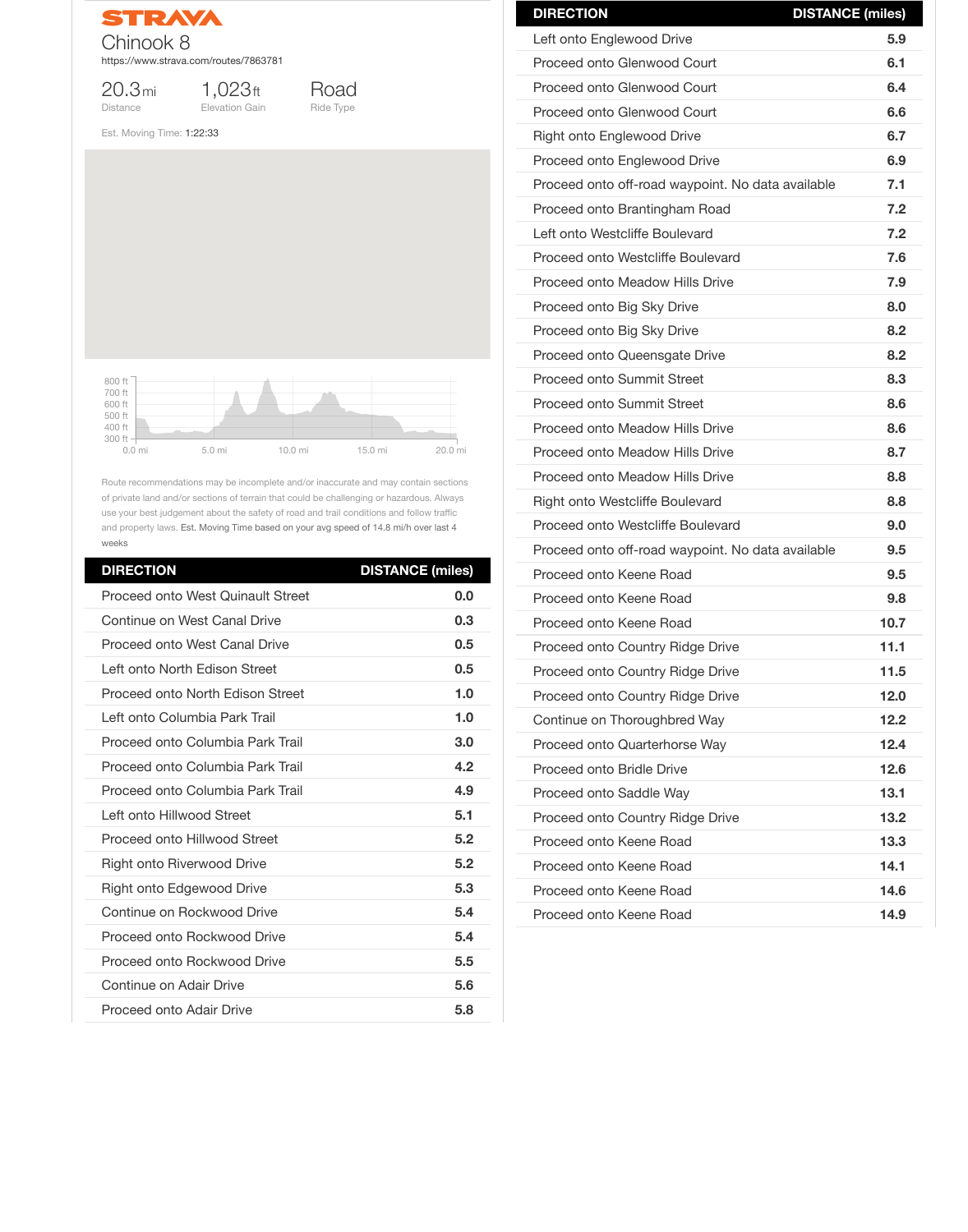# STRAVA

## Chinook 8

https://www.strava.com/routes/7863781

| 20.3 mi | 1,023 ft | Road |
|---|---|---|
| Distance | Elevation Gain | Ride Type |

Est. Moving Time: 1:22:33

Route recommendations may be incomplete and/or inaccurate and may contain sections of private land and/or sections of terrain that could be challenging or hazardous. Always use your best judgement about the safety of road and trail conditions and follow traffic and property laws. Est. Moving Time based on your avg speed of 14.8 mi/h over last 4 weeks

| DIRECTION | DISTANCE (miles) |
|---|---|
| Proceed onto West Quinault Street | 0.0 |
| Continue on West Canal Drive | 0.3 |
| Proceed onto West Canal Drive | 0.5 |
| Left onto North Edison Street | 0.5 |
| Proceed onto North Edison Street | 1.0 |
| Left onto Columbia Park Trail | 1.0 |
| Proceed onto Columbia Park Trail | 3.0 |
| Proceed onto Columbia Park Trail | 4.2 |
| Proceed onto Columbia Park Trail | 4.9 |
| Left onto Hillwood Street | 5.1 |
| Proceed onto Hillwood Street | 5.2 |
| Right onto Riverwood Drive | 5.2 |
| Right onto Edgewood Drive | 5.3 |
| Continue on Rockwood Drive | 5.4 |
| Proceed onto Rockwood Drive | 5.4 |
| Proceed onto Rockwood Drive | 5.5 |
| Continue on Adair Drive | 5.6 |
| Proceed onto Adair Drive | 5.8 |
| Left onto Englewood Drive | 5.9 |
| Proceed onto Glenwood Court | 6.1 |
| Proceed onto Glenwood Court | 6.4 |
| Proceed onto Glenwood Court | 6.6 |
| Right onto Englewood Drive | 6.7 |
| Proceed onto Englewood Drive | 6.9 |
| Proceed onto off-road waypoint. No data available | 7.1 |
| Proceed onto Brantingham Road | 7.2 |
| Left onto Westcliffe Boulevard | 7.2 |
| Proceed onto Westcliffe Boulevard | 7.6 |
| Proceed onto Meadow Hills Drive | 7.9 |
| Proceed onto Big Sky Drive | 8.0 |
| Proceed onto Big Sky Drive | 8.2 |
| Proceed onto Queensgate Drive | 8.2 |
| Proceed onto Summit Street | 8.3 |
| Proceed onto Summit Street | 8.6 |
| Proceed onto Meadow Hills Drive | 8.6 |
| Proceed onto Meadow Hills Drive | 8.7 |
| Proceed onto Meadow Hills Drive | 8.8 |
| Right onto Westcliffe Boulevard | 8.8 |
| Proceed onto Westcliffe Boulevard | 9.0 |
| Proceed onto off-road waypoint. No data available | 9.5 |
| Proceed onto Keene Road | 9.5 |
| Proceed onto Keene Road | 9.8 |
| Proceed onto Keene Road | 10.7 |
| Proceed onto Country Ridge Drive | 11.1 |
| Proceed onto Country Ridge Drive | 11.5 |
| Proceed onto Country Ridge Drive | 12.0 |
| Continue on Thoroughbred Way | 12.2 |
| Proceed onto Quarterhorse Way | 12.4 |
| Proceed onto Bridle Drive | 12.6 |
| Proceed onto Saddle Way | 13.1 |
| Proceed onto Country Ridge Drive | 13.2 |
| Proceed onto Keene Road | 13.3 |
| Proceed onto Keene Road | 14.1 |
| Proceed onto Keene Road | 14.6 |
| Proceed onto Keene Road | 14.9 |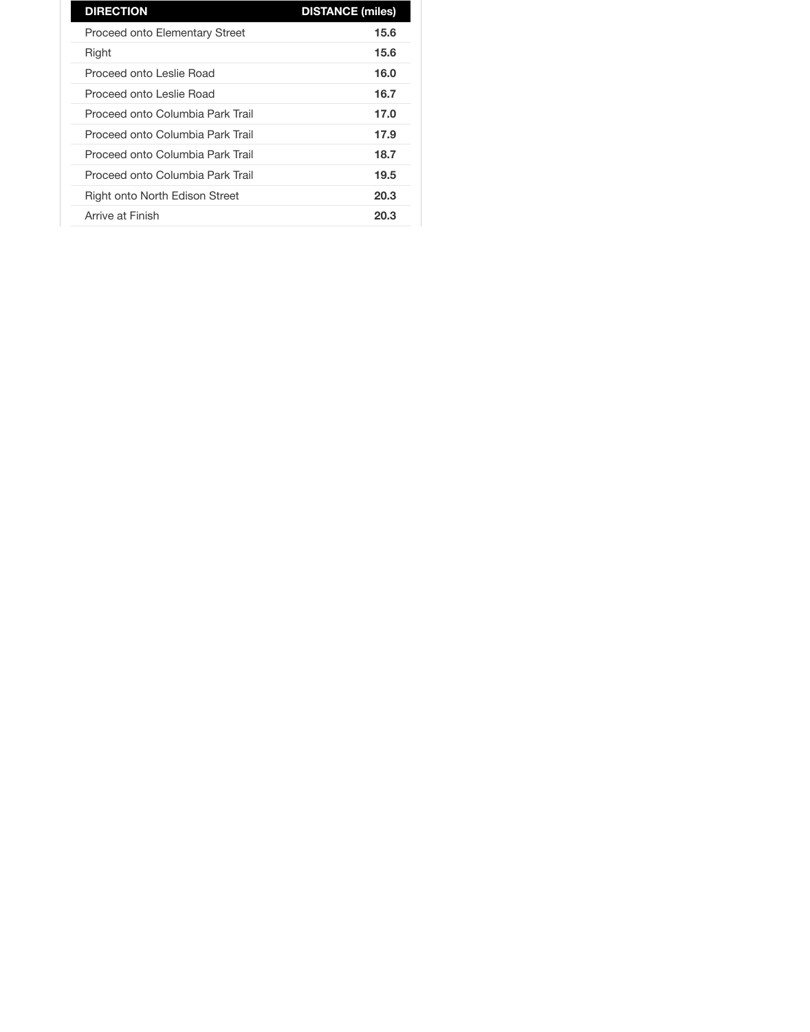| DIRECTION | DISTANCE (miles) |
|---|---|
| Proceed onto Elementary Street | **15.6** |
| Right | **15.6** |
| Proceed onto Leslie Road | **16.0** |
| Proceed onto Leslie Road | **16.7** |
| Proceed onto Columbia Park Trail | **17.0** |
| Proceed onto Columbia Park Trail | **17.9** |
| Proceed onto Columbia Park Trail | **18.7** |
| Proceed onto Columbia Park Trail | **19.5** |
| Right onto North Edison Street | **20.3** |
| Arrive at Finish | **20.3** |